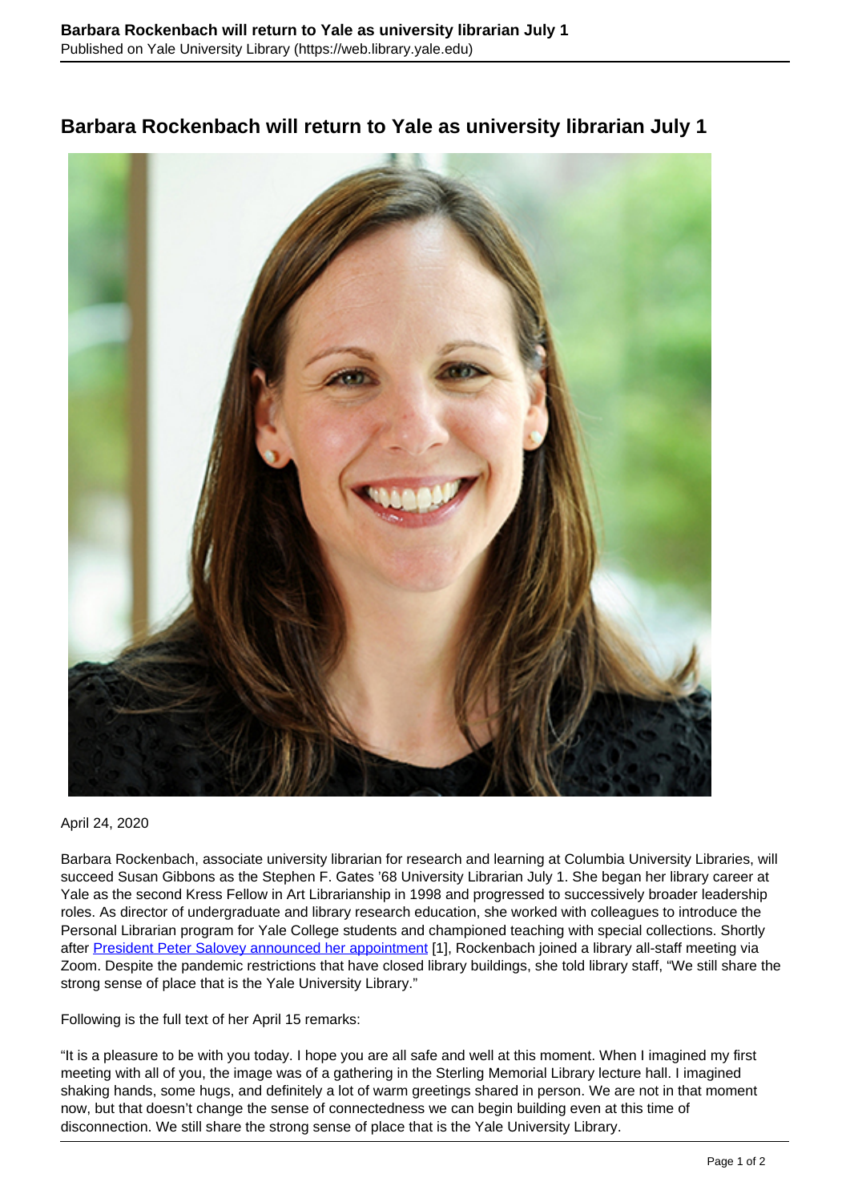# Barbara Rockenbach will return to Yale as university librarian July 1

April 24, 2020

Barbara Rockenbach, associate university librarian for research and learning at Columbia University Libraries, will succeed Susan Gibbons as the Stephen F. Gates '68 University Librarian July 1. She began her library career at Yale as the second Kress Fellow in Art Librarianship in 1998 and progressed to successively broader leadership roles. As director of undergraduate and library research education, she worked with colleagues to introduce the Personal Librarian program for Yale College students and championed teaching with special collections. Shortly after President Peter Salovey announced her appointment [1], Rockenbach joined a library all-staff meeting via Zoom. Despite the pandemic restrictions that have closed library buildings, she told library staff, "We still share the strong sense of place that is the Yale University Library."

Following is the full text of her April 15 remarks:

"It is a pleasure to be with you today. I hope you are all safe and well at this moment. When I imagined my first meeting with all of you, the image was of a gathering in the Sterling Memorial Library lecture hall. I imagined shaking hands, some hugs, and definitely a lot of warm greetings shared in person. We are not in that moment now, but that doesn't change the sense of connectedness we can begin building even at this time of disconnection. We still share the strong sense of place that is the Yale University Library.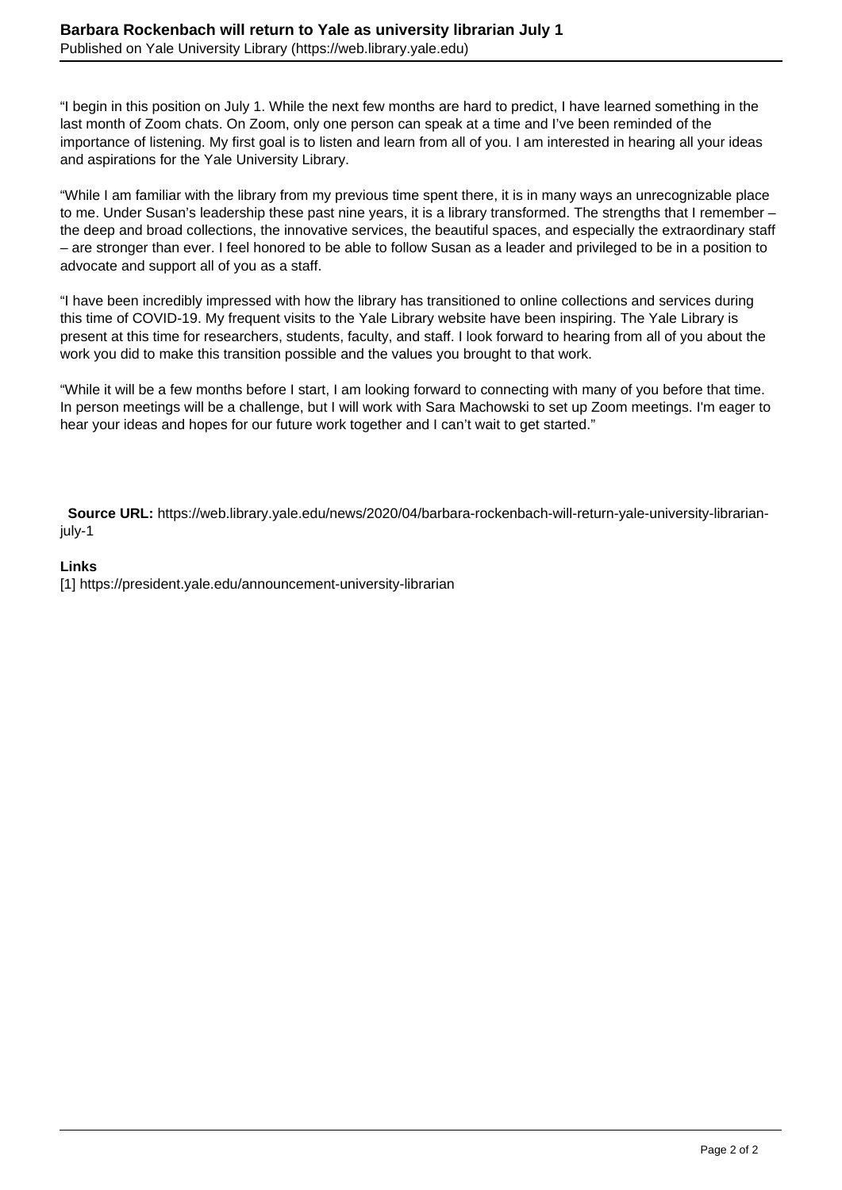“I begin in this position on July 1. While the next few months are hard to predict, I have learned something in the last month of Zoom chats. On Zoom, only one person can speak at a time and I’ve been reminded of the importance of listening. My first goal is to listen and learn from all of you. I am interested in hearing all your ideas and aspirations for the Yale University Library.

“While I am familiar with the library from my previous time spent there, it is in many ways an unrecognizable place to me. Under Susan’s leadership these past nine years, it is a library transformed. The strengths that I remember – the deep and broad collections, the innovative services, the beautiful spaces, and especially the extraordinary staff – are stronger than ever. I feel honored to be able to follow Susan as a leader and privileged to be in a position to advocate and support all of you as a staff.

“I have been incredibly impressed with how the library has transitioned to online collections and services during this time of COVID-19. My frequent visits to the Yale Library website have been inspiring. The Yale Library is present at this time for researchers, students, faculty, and staff. I look forward to hearing from all of you about the work you did to make this transition possible and the values you brought to that work.

“While it will be a few months before I start, I am looking forward to connecting with many of you before that time. In person meetings will be a challenge, but I will work with Sara Machowski to set up Zoom meetings. I'm eager to hear your ideas and hopes for our future work together and I can’t wait to get started.”

**Source URL:** https://web.library.yale.edu/news/2020/04/barbara-rockenbach-will-return-yale-university-librarian-july-1

**Links**

[1] https://president.yale.edu/announcement-university-librarian